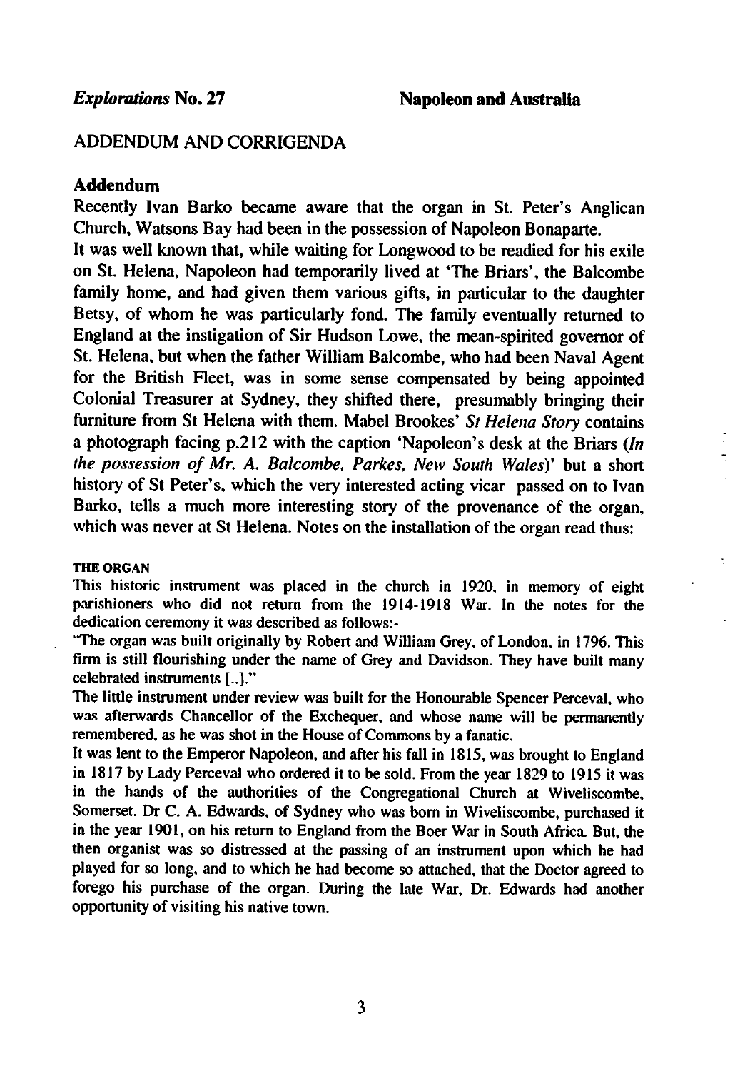## ADDENDUM AND CORRIGENDA

### Addendum

Recently Ivan Barko became aware that the organ in St. Peter's Anglican Church, Watsons Bay had been in the possession of Napoleon Bonaparte.

It was well known that, while waiting for Longwood to be readied for his exile on St. Helena, Napoleon had temporarily lived at 'The Briars', the Balcombe family home, and had given them various gifts, in particular to the daughter Betsy, of whom he was particularly fond. The family eventually returned to England at the instigation of Sir Hudson Lowe, the mean-spirited governor of St. Helena, but when the father William Balcombe, who had been Naval Agent for the British Fleet, was in some sense compensated by being appointed Colonial Treasurer at Sydney, they shifted there, presumably bringing their furniture from St Helena with them. Mabel Brookes' *St Helena Story* contains a photograph facing p.212 with the caption 'Napoleon's desk at the Briars (*In the possession of Mr. A. Balcombe, Parkes, New South Wales*)' but a short history of St Peter's, which the very interested acting vicar passed on to Ivan Barko, tells a much more interesting story of the provenance of the organ, which was never at St Helena. Notes on the installation of the organ read thus:

**THE ORGAN**

This historic instrument was placed in the church in 1920, in memory of eight parishioners who did not return from the 1914-1918 War. In the notes for the dedication ceremony it was described as follows:-

"The organ was built originally by Robert and William Grey, of London, in 1796. This firm is still flourishing under the name of Grey and Davidson. They have built many celebrated instruments [..]."

The little instrument under review was built for the Honourable Spencer Perceval, who was afterwards Chancellor of the Exchequer, and whose name will be permanently remembered, as he was shot in the House of Commons by a fanatic.

It was lent to the Emperor Napoleon, and after his fall in 1815, was brought to England in 1817 by Lady Perceval who ordered it to be sold. From the year 1829 to 1915 it was in the hands of the authorities of the Congregational Church at Wiveliscombe, Somerset. Dr C. A. Edwards, of Sydney who was born in Wiveliscombe, purchased it in the year 1901, on his return to England from the Boer War in South Africa. But, the then organist was so distressed at the passing of an instrument upon which he had played for so long, and to which he had become so attached, that the Doctor agreed to forego his purchase of the organ. During the late War, Dr. Edwards had another opportunity of visiting his native town.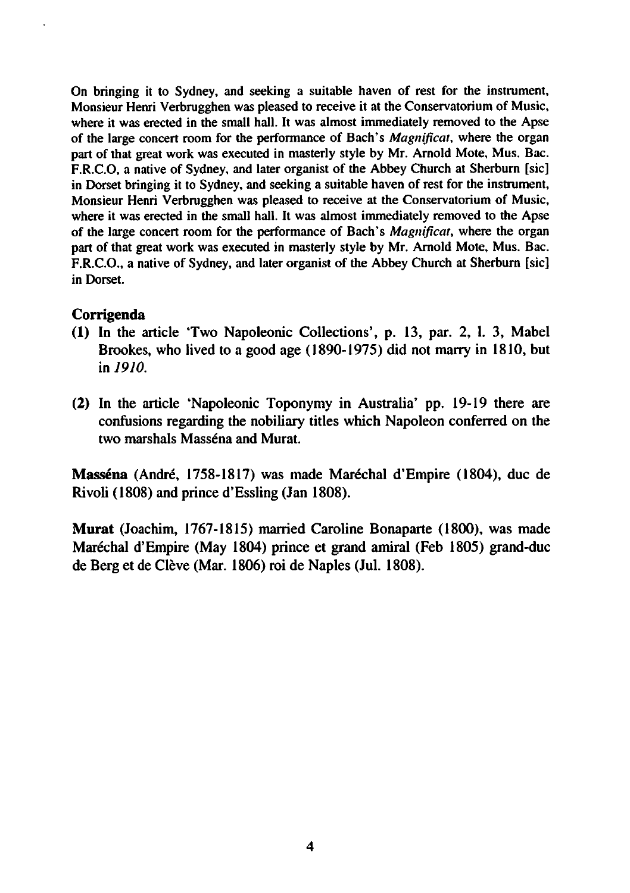On bringing it to Sydney, and seeking a suitable haven of rest for the instrument, Monsieur Henri Verbrugghen was pleased to receive it at the Conservatorium of Music, where it was erected in the small hall. It was almost immediately removed to the Apse of the large concert room for the performance of Bach's *Magnificat*, where the organ part of that great work was executed in masterly style by Mr. Arnold Mote, Mus. Bac. F.R.C.O, a native of Sydney, and later organist of the Abbey Church at Sherburn [sic] in Dorset bringing it to Sydney, and seeking a suitable haven of rest for the instrument, Monsieur Henri Verbrugghen was pleased to receive at the Conservatorium of Music, where it was erected in the small hall. It was almost immediately removed to the Apse of the large concert room for the performance of Bach's *Magnificat*, where the organ part of that great work was executed in masterly style by Mr. Arnold Mote, Mus. Bac. F.R.C.O., a native of Sydney, and later organist of the Abbey Church at Sherburn [sic] in Dorset.

## Corrigenda

(1) In the article 'Two Napoleonic Collections', p. 13, par. 2, l. 3, Mabel Brookes, who lived to a good age (1890-1975) did not marry in 1810, but in *1910*.

(2) In the article 'Napoleonic Toponymy in Australia' pp. 19-19 there are confusions regarding the nobiliary titles which Napoleon conferred on the two marshals Masséna and Murat.

**Masséna** (André, 1758-1817) was made Maréchal d'Empire (1804), duc de Rivoli (1808) and prince d'Essling (Jan 1808).

**Murat** (Joachim, 1767-1815) married Caroline Bonaparte (1800), was made Maréchal d'Empire (May 1804) prince et grand amiral (Feb 1805) grand-duc de Berg et de Clève (Mar. 1806) roi de Naples (Jul. 1808).